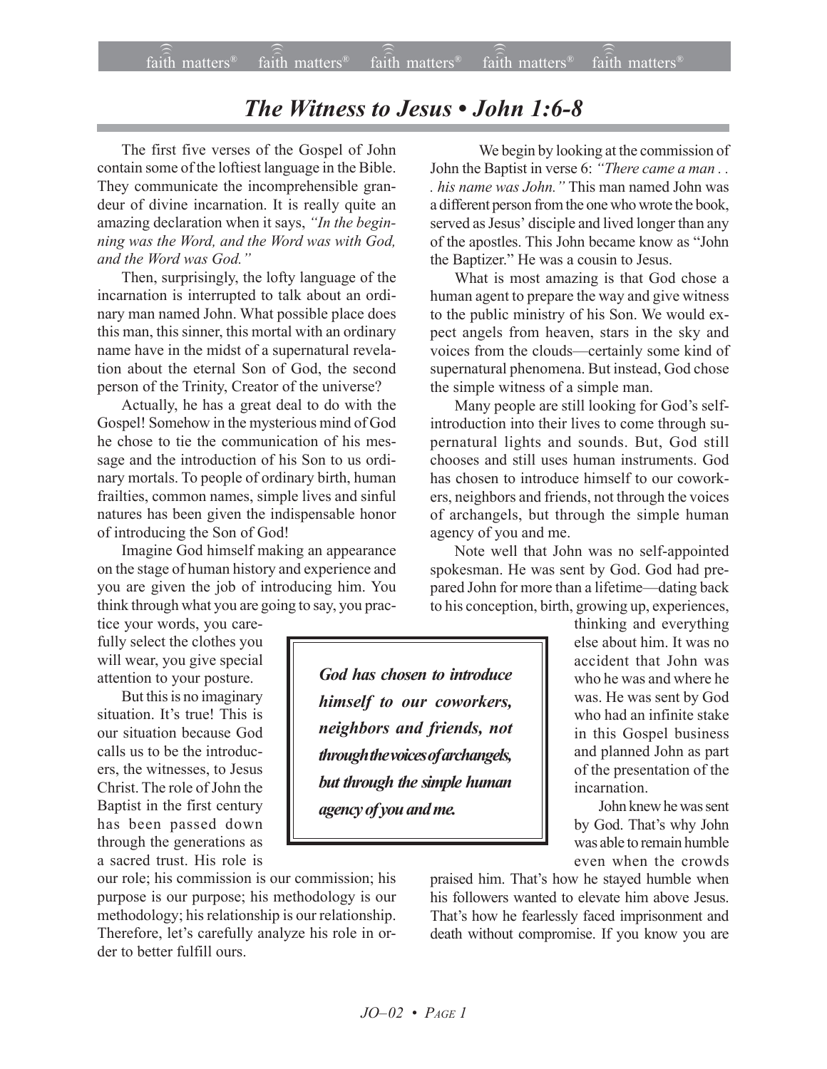# *The Witness to Jesus • John 1:6-8*

The first five verses of the Gospel of John contain some of the loftiest language in the Bible. They communicate the incomprehensible grandeur of divine incarnation. It is really quite an amazing declaration when it says, *"In the beginning was the Word, and the Word was with God, and the Word was God."*

Then, surprisingly, the lofty language of the incarnation is interrupted to talk about an ordinary man named John. What possible place does this man, this sinner, this mortal with an ordinary name have in the midst of a supernatural revelation about the eternal Son of God, the second person of the Trinity, Creator of the universe?

Actually, he has a great deal to do with the Gospel! Somehow in the mysterious mind of God he chose to tie the communication of his message and the introduction of his Son to us ordinary mortals. To people of ordinary birth, human frailties, common names, simple lives and sinful natures has been given the indispensable honor of introducing the Son of God!

Imagine God himself making an appearance on the stage of human history and experience and you are given the job of introducing him. You think through what you are going to say, you practice your words, you carefully select the clothes you will wear, you give special attention to your posture.

But this is no imaginary situation. It's true! This is our situation because God calls us to be the introducers, the witnesses, to Jesus Christ. The role of John the Baptist in the first century has been passed down through the generations as a sacred trust. His role is our role; his commission is our commission; his purpose is our purpose; his methodology is our methodology; his relationship is our relationship. Therefore, let's carefully analyze his role in order to better fulfill ours.

We begin by looking at the commission of John the Baptist in verse 6: *"There came a man . . . his name was John."* This man named John was a different person from the one who wrote the book, served as Jesus' disciple and lived longer than any of the apostles. This John became know as "John the Baptizer." He was a cousin to Jesus.

What is most amazing is that God chose a human agent to prepare the way and give witness to the public ministry of his Son. We would expect angels from heaven, stars in the sky and voices from the clouds—certainly some kind of supernatural phenomena. But instead, God chose the simple witness of a simple man.

Many people are still looking for God's self-introduction into their lives to come through supernatural lights and sounds. But, God still chooses and still uses human instruments. God has chosen to introduce himself to our coworkers, neighbors and friends, not through the voices of archangels, but through the simple human agency of you and me.

> ***God has chosen to introduce himself to our coworkers, neighbors and friends, not through the voices of archangels, but through the simple human agency of you and me.***

Note well that John was no self-appointed spokesman. He was sent by God. God had prepared John for more than a lifetime—dating back to his conception, birth, growing up, experiences, thinking and everything else about him. It was no accident that John was who he was and where he was. He was sent by God who had an infinite stake in this Gospel business and planned John as part of the presentation of the incarnation.

John knew he was sent by God. That's why John was able to remain humble even when the crowds praised him. That's how he stayed humble when his followers wanted to elevate him above Jesus. That's how he fearlessly faced imprisonment and death without compromise. If you know you are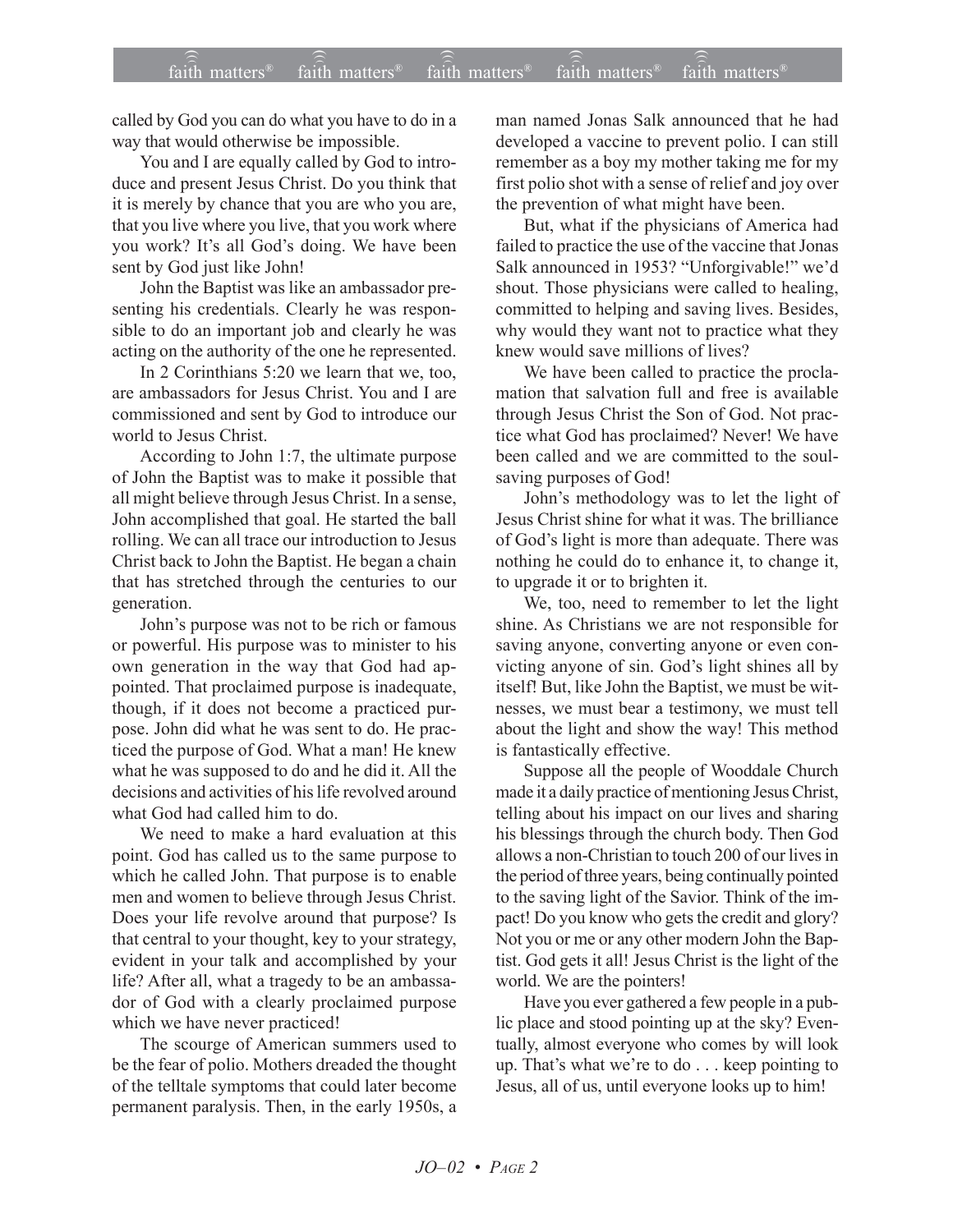called by God you can do what you have to do in a way that would otherwise be impossible.

You and I are equally called by God to introduce and present Jesus Christ. Do you think that it is merely by chance that you are who you are, that you live where you live, that you work where you work? It's all God's doing. We have been sent by God just like John!

John the Baptist was like an ambassador presenting his credentials. Clearly he was responsible to do an important job and clearly he was acting on the authority of the one he represented.

In 2 Corinthians 5:20 we learn that we, too, are ambassadors for Jesus Christ. You and I are commissioned and sent by God to introduce our world to Jesus Christ.

According to John 1:7, the ultimate purpose of John the Baptist was to make it possible that all might believe through Jesus Christ. In a sense, John accomplished that goal. He started the ball rolling. We can all trace our introduction to Jesus Christ back to John the Baptist. He began a chain that has stretched through the centuries to our generation.

John's purpose was not to be rich or famous or powerful. His purpose was to minister to his own generation in the way that God had appointed. That proclaimed purpose is inadequate, though, if it does not become a practiced purpose. John did what he was sent to do. He practiced the purpose of God. What a man! He knew what he was supposed to do and he did it. All the decisions and activities of his life revolved around what God had called him to do.

We need to make a hard evaluation at this point. God has called us to the same purpose to which he called John. That purpose is to enable men and women to believe through Jesus Christ. Does your life revolve around that purpose? Is that central to your thought, key to your strategy, evident in your talk and accomplished by your life? After all, what a tragedy to be an ambassador of God with a clearly proclaimed purpose which we have never practiced!

The scourge of American summers used to be the fear of polio. Mothers dreaded the thought of the telltale symptoms that could later become permanent paralysis. Then, in the early 1950s, a man named Jonas Salk announced that he had developed a vaccine to prevent polio. I can still remember as a boy my mother taking me for my first polio shot with a sense of relief and joy over the prevention of what might have been.

But, what if the physicians of America had failed to practice the use of the vaccine that Jonas Salk announced in 1953? "Unforgivable!" we'd shout. Those physicians were called to healing, committed to helping and saving lives. Besides, why would they want not to practice what they knew would save millions of lives?

We have been called to practice the proclamation that salvation full and free is available through Jesus Christ the Son of God. Not practice what God has proclaimed? Never! We have been called and we are committed to the soul-saving purposes of God!

John's methodology was to let the light of Jesus Christ shine for what it was. The brilliance of God's light is more than adequate. There was nothing he could do to enhance it, to change it, to upgrade it or to brighten it.

We, too, need to remember to let the light shine. As Christians we are not responsible for saving anyone, converting anyone or even convicting anyone of sin. God's light shines all by itself! But, like John the Baptist, we must be witnesses, we must bear a testimony, we must tell about the light and show the way! This method is fantastically effective.

Suppose all the people of Wooddale Church made it a daily practice of mentioning Jesus Christ, telling about his impact on our lives and sharing his blessings through the church body. Then God allows a non-Christian to touch 200 of our lives in the period of three years, being continually pointed to the saving light of the Savior. Think of the impact! Do you know who gets the credit and glory? Not you or me or any other modern John the Baptist. God gets it all! Jesus Christ is the light of the world. We are the pointers!

Have you ever gathered a few people in a public place and stood pointing up at the sky? Eventually, almost everyone who comes by will look up. That's what we're to do . . . keep pointing to Jesus, all of us, until everyone looks up to him!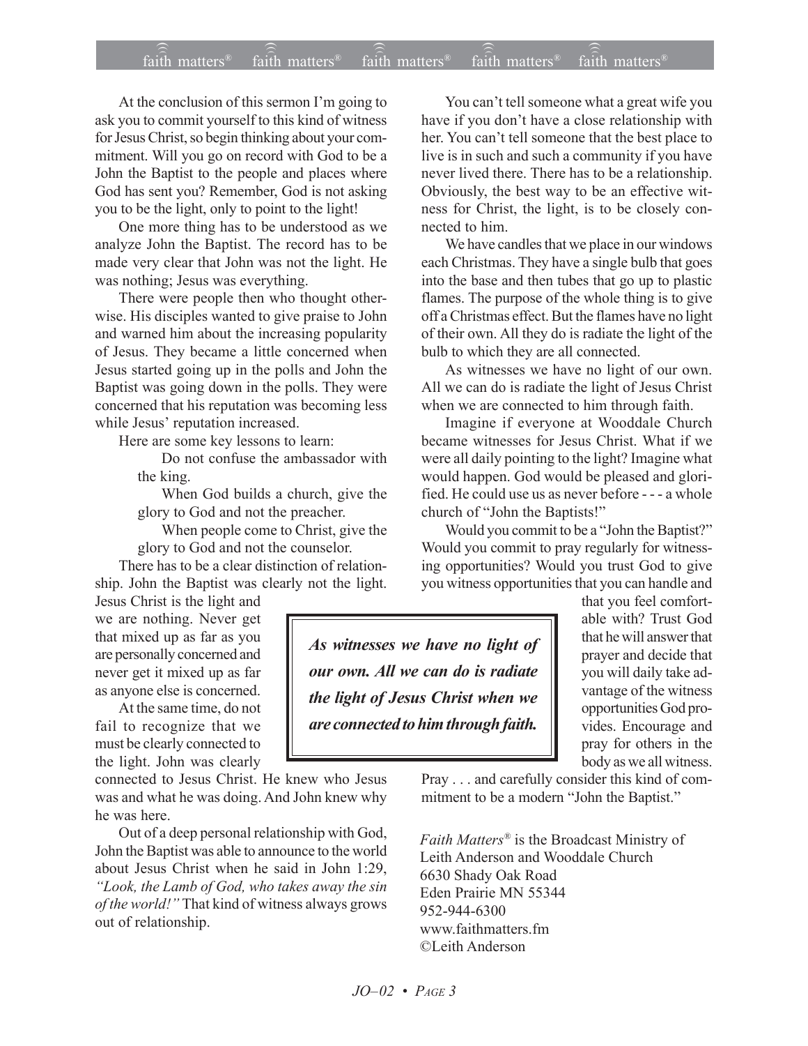At the conclusion of this sermon I'm going to ask you to commit yourself to this kind of witness for Jesus Christ, so begin thinking about your commitment. Will you go on record with God to be a John the Baptist to the people and places where God has sent you? Remember, God is not asking you to be the light, only to point to the light!

One more thing has to be understood as we analyze John the Baptist. The record has to be made very clear that John was not the light. He was nothing; Jesus was everything.

There were people then who thought otherwise. His disciples wanted to give praise to John and warned him about the increasing popularity of Jesus. They became a little concerned when Jesus started going up in the polls and John the Baptist was going down in the polls. They were concerned that his reputation was becoming less while Jesus' reputation increased.

Here are some key lessons to learn:

> Do not confuse the ambassador with the king.
>
> When God builds a church, give the glory to God and not the preacher.
>
> When people come to Christ, give the glory to God and not the counselor.

There has to be a clear distinction of relationship. John the Baptist was clearly not the light. Jesus Christ is the light and we are nothing. Never get that mixed up as far as you are personally concerned and never get it mixed up as far as anyone else is concerned.

At the same time, do not fail to recognize that we must be clearly connected to the light. John was clearly connected to Jesus Christ. He knew who Jesus was and what he was doing. And John knew why he was here.

Out of a deep personal relationship with God, John the Baptist was able to announce to the world about Jesus Christ when he said in John 1:29, *"Look, the Lamb of God, who takes away the sin of the world!"* That kind of witness always grows out of relationship.

You can't tell someone what a great wife you have if you don't have a close relationship with her. You can't tell someone that the best place to live is in such and such a community if you have never lived there. There has to be a relationship. Obviously, the best way to be an effective witness for Christ, the light, is to be closely connected to him.

We have candles that we place in our windows each Christmas. They have a single bulb that goes into the base and then tubes that go up to plastic flames. The purpose of the whole thing is to give off a Christmas effect. But the flames have no light of their own. All they do is radiate the light of the bulb to which they are all connected.

As witnesses we have no light of our own. All we can do is radiate the light of Jesus Christ when we are connected to him through faith.

> ***As witnesses we have no light of our own. All we can do is radiate the light of Jesus Christ when we are connected to him through faith.***

Imagine if everyone at Wooddale Church became witnesses for Jesus Christ. What if we were all daily pointing to the light? Imagine what would happen. God would be pleased and glorified. He could use us as never before - - - a whole church of "John the Baptists!"

Would you commit to be a "John the Baptist?" Would you commit to pray regularly for witnessing opportunities? Would you trust God to give you witness opportunities that you can handle and that you feel comfortable with? Trust God that he will answer that prayer and decide that you will daily take advantage of the witness opportunities God provides. Encourage and pray for others in the body as we all witness.

Pray . . . and carefully consider this kind of commitment to be a modern "John the Baptist."

*Faith Matters®* is the Broadcast Ministry of
Leith Anderson and Wooddale Church
6630 Shady Oak Road
Eden Prairie MN 55344
952-944-6300
www.faithmatters.fm
©Leith Anderson